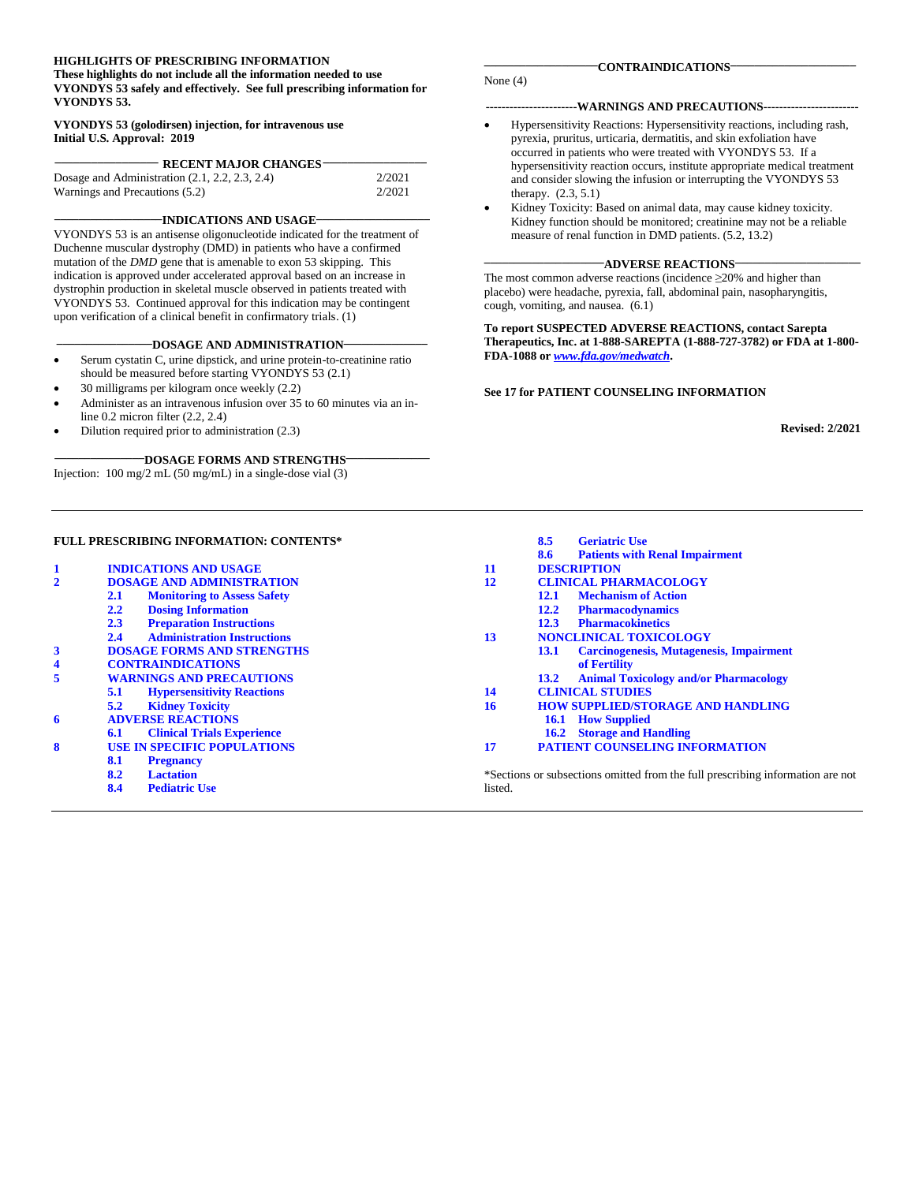**HIGHLIGHTS OF PRESCRIBING INFORMATION**
**These highlights do not include all the information needed to use VYONDYS 53 safely and effectively. See full prescribing information for VYONDYS 53.**

**VYONDYS 53 (golodirsen) injection, for intravenous use**
**Initial U.S. Approval: 2019**

**RECENT MAJOR CHANGES**

| | |
|---|---|
| Dosage and Administration (2.1, 2.2, 2.3, 2.4) | 2/2021 |
| Warnings and Precautions (5.2) | 2/2021 |

**INDICATIONS AND USAGE**

VYONDYS 53 is an antisense oligonucleotide indicated for the treatment of Duchenne muscular dystrophy (DMD) in patients who have a confirmed mutation of the *DMD* gene that is amenable to exon 53 skipping. This indication is approved under accelerated approval based on an increase in dystrophin production in skeletal muscle observed in patients treated with VYONDYS 53. Continued approval for this indication may be contingent upon verification of a clinical benefit in confirmatory trials. (1)

**DOSAGE AND ADMINISTRATION**

- Serum cystatin C, urine dipstick, and urine protein-to-creatinine ratio should be measured before starting VYONDYS 53 (2.1)
- 30 milligrams per kilogram once weekly (2.2)
- Administer as an intravenous infusion over 35 to 60 minutes via an in-line 0.2 micron filter (2.2, 2.4)
- Dilution required prior to administration (2.3)

**DOSAGE FORMS AND STRENGTHS**

Injection: 100 mg/2 mL (50 mg/mL) in a single-dose vial (3)

**CONTRAINDICATIONS**

None (4)

**WARNINGS AND PRECAUTIONS**

- Hypersensitivity Reactions: Hypersensitivity reactions, including rash, pyrexia, pruritus, urticaria, dermatitis, and skin exfoliation have occurred in patients who were treated with VYONDYS 53. If a hypersensitivity reaction occurs, institute appropriate medical treatment and consider slowing the infusion or interrupting the VYONDYS 53 therapy. (2.3, 5.1)
- Kidney Toxicity: Based on animal data, may cause kidney toxicity. Kidney function should be monitored; creatinine may not be a reliable measure of renal function in DMD patients. (5.2, 13.2)

**ADVERSE REACTIONS**

The most common adverse reactions (incidence ≥20% and higher than placebo) were headache, pyrexia, fall, abdominal pain, nasopharyngitis, cough, vomiting, and nausea. (6.1)

**To report SUSPECTED ADVERSE REACTIONS, contact Sarepta Therapeutics, Inc. at 1-888-SAREPTA (1-888-727-3782) or FDA at 1-800-FDA-1088 or *www.fda.gov/medwatch*.**

**See 17 for PATIENT COUNSELING INFORMATION**

**Revised: 2/2021**

---

**FULL PRESCRIBING INFORMATION: CONTENTS***

**1 INDICATIONS AND USAGE**
**2 DOSAGE AND ADMINISTRATION**
- **2.1 Monitoring to Assess Safety**
- **2.2 Dosing Information**
- **2.3 Preparation Instructions**
- **2.4 Administration Instructions**

**3 DOSAGE FORMS AND STRENGTHS**
**4 CONTRAINDICATIONS**
**5 WARNINGS AND PRECAUTIONS**
- **5.1 Hypersensitivity Reactions**
- **5.2 Kidney Toxicity**

**6 ADVERSE REACTIONS**
- **6.1 Clinical Trials Experience**

**8 USE IN SPECIFIC POPULATIONS**
- **8.1 Pregnancy**
- **8.2 Lactation**
- **8.4 Pediatric Use**
- **8.5 Geriatric Use**
- **8.6 Patients with Renal Impairment**

**11 DESCRIPTION**
**12 CLINICAL PHARMACOLOGY**
- **12.1 Mechanism of Action**
- **12.2 Pharmacodynamics**
- **12.3 Pharmacokinetics**

**13 NONCLINICAL TOXICOLOGY**
- **13.1 Carcinogenesis, Mutagenesis, Impairment of Fertility**
- **13.2 Animal Toxicology and/or Pharmacology**

**14 CLINICAL STUDIES**
**16 HOW SUPPLIED/STORAGE AND HANDLING**
- **16.1 How Supplied**
- **16.2 Storage and Handling**

**17 PATIENT COUNSELING INFORMATION**

*Sections or subsections omitted from the full prescribing information are not listed.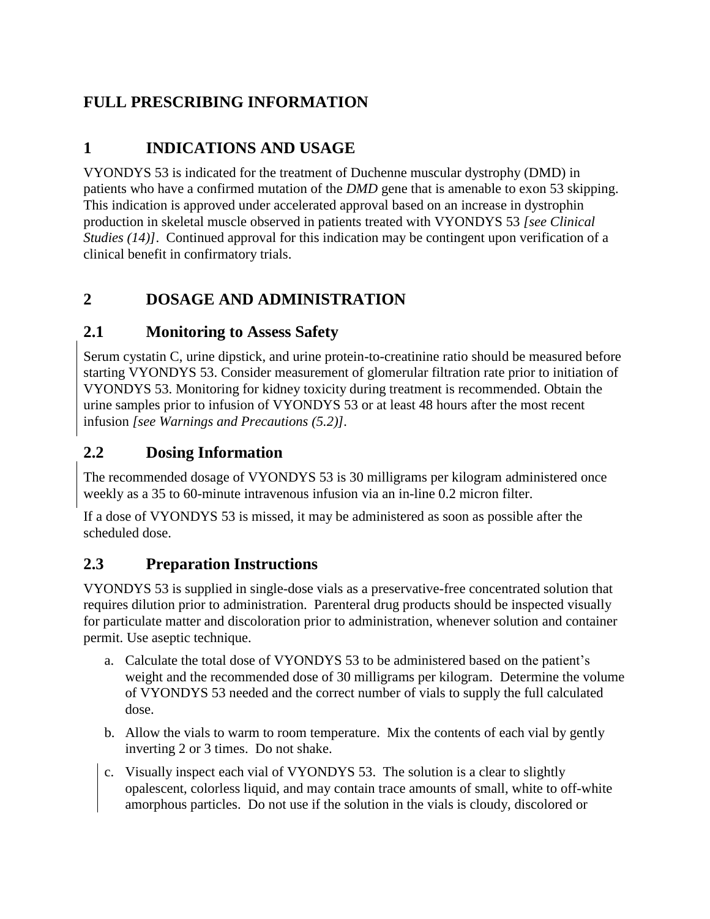# FULL PRESCRIBING INFORMATION

## 1 INDICATIONS AND USAGE

VYONDYS 53 is indicated for the treatment of Duchenne muscular dystrophy (DMD) in patients who have a confirmed mutation of the *DMD* gene that is amenable to exon 53 skipping. This indication is approved under accelerated approval based on an increase in dystrophin production in skeletal muscle observed in patients treated with VYONDYS 53 *[see Clinical Studies (14)]*. Continued approval for this indication may be contingent upon verification of a clinical benefit in confirmatory trials.

## 2 DOSAGE AND ADMINISTRATION

### 2.1 Monitoring to Assess Safety

Serum cystatin C, urine dipstick, and urine protein-to-creatinine ratio should be measured before starting VYONDYS 53. Consider measurement of glomerular filtration rate prior to initiation of VYONDYS 53. Monitoring for kidney toxicity during treatment is recommended. Obtain the urine samples prior to infusion of VYONDYS 53 or at least 48 hours after the most recent infusion *[see Warnings and Precautions (5.2)]*.

### 2.2 Dosing Information

The recommended dosage of VYONDYS 53 is 30 milligrams per kilogram administered once weekly as a 35 to 60-minute intravenous infusion via an in-line 0.2 micron filter.

If a dose of VYONDYS 53 is missed, it may be administered as soon as possible after the scheduled dose.

### 2.3 Preparation Instructions

VYONDYS 53 is supplied in single-dose vials as a preservative-free concentrated solution that requires dilution prior to administration. Parenteral drug products should be inspected visually for particulate matter and discoloration prior to administration, whenever solution and container permit. Use aseptic technique.

a. Calculate the total dose of VYONDYS 53 to be administered based on the patient's weight and the recommended dose of 30 milligrams per kilogram. Determine the volume of VYONDYS 53 needed and the correct number of vials to supply the full calculated dose.
b. Allow the vials to warm to room temperature. Mix the contents of each vial by gently inverting 2 or 3 times. Do not shake.
c. Visually inspect each vial of VYONDYS 53. The solution is a clear to slightly opalescent, colorless liquid, and may contain trace amounts of small, white to off-white amorphous particles. Do not use if the solution in the vials is cloudy, discolored or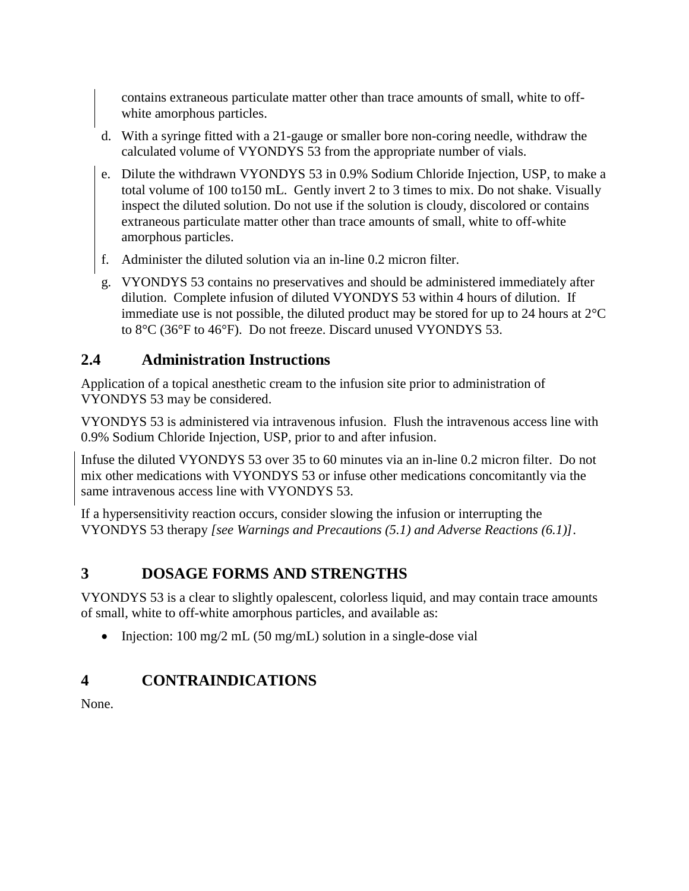contains extraneous particulate matter other than trace amounts of small, white to off-white amorphous particles.

d. With a syringe fitted with a 21-gauge or smaller bore non-coring needle, withdraw the calculated volume of VYONDYS 53 from the appropriate number of vials.

e. Dilute the withdrawn VYONDYS 53 in 0.9% Sodium Chloride Injection, USP, to make a total volume of 100 to150 mL. Gently invert 2 to 3 times to mix. Do not shake. Visually inspect the diluted solution. Do not use if the solution is cloudy, discolored or contains extraneous particulate matter other than trace amounts of small, white to off-white amorphous particles.

f. Administer the diluted solution via an in-line 0.2 micron filter.

g. VYONDYS 53 contains no preservatives and should be administered immediately after dilution. Complete infusion of diluted VYONDYS 53 within 4 hours of dilution. If immediate use is not possible, the diluted product may be stored for up to 24 hours at 2°C to 8°C (36°F to 46°F). Do not freeze. Discard unused VYONDYS 53.

## 2.4 Administration Instructions

Application of a topical anesthetic cream to the infusion site prior to administration of VYONDYS 53 may be considered.

VYONDYS 53 is administered via intravenous infusion. Flush the intravenous access line with 0.9% Sodium Chloride Injection, USP, prior to and after infusion.

Infuse the diluted VYONDYS 53 over 35 to 60 minutes via an in-line 0.2 micron filter. Do not mix other medications with VYONDYS 53 or infuse other medications concomitantly via the same intravenous access line with VYONDYS 53.

If a hypersensitivity reaction occurs, consider slowing the infusion or interrupting the VYONDYS 53 therapy *[see Warnings and Precautions (5.1) and Adverse Reactions (6.1)]*.

# 3 DOSAGE FORMS AND STRENGTHS

VYONDYS 53 is a clear to slightly opalescent, colorless liquid, and may contain trace amounts of small, white to off-white amorphous particles, and available as:

- Injection: 100 mg/2 mL (50 mg/mL) solution in a single-dose vial

# 4 CONTRAINDICATIONS

None.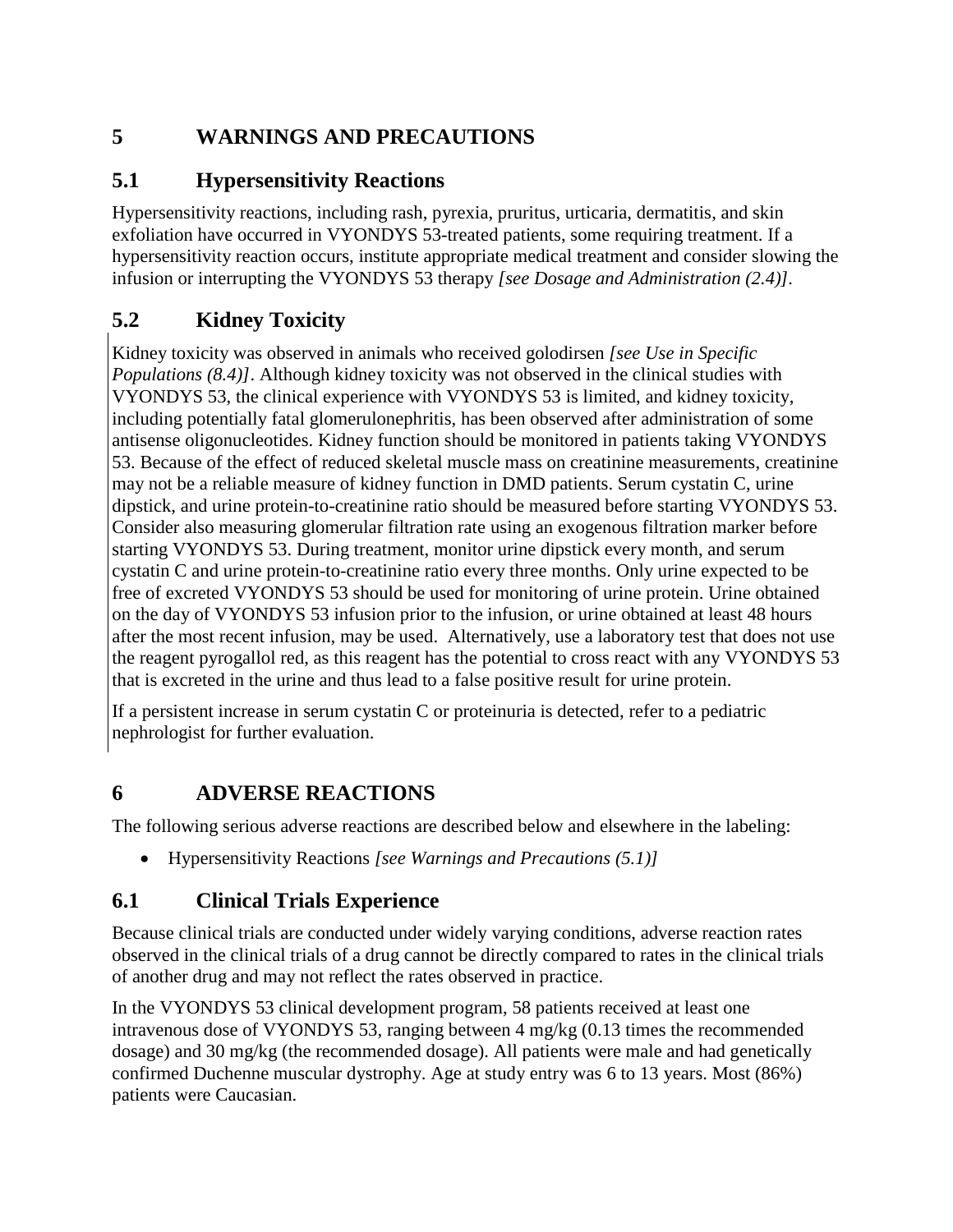# 5 WARNINGS AND PRECAUTIONS

## 5.1 Hypersensitivity Reactions

Hypersensitivity reactions, including rash, pyrexia, pruritus, urticaria, dermatitis, and skin exfoliation have occurred in VYONDYS 53-treated patients, some requiring treatment. If a hypersensitivity reaction occurs, institute appropriate medical treatment and consider slowing the infusion or interrupting the VYONDYS 53 therapy *[see Dosage and Administration (2.4)]*.

## 5.2 Kidney Toxicity

Kidney toxicity was observed in animals who received golodirsen *[see Use in Specific Populations (8.4)]*. Although kidney toxicity was not observed in the clinical studies with VYONDYS 53, the clinical experience with VYONDYS 53 is limited, and kidney toxicity, including potentially fatal glomerulonephritis, has been observed after administration of some antisense oligonucleotides. Kidney function should be monitored in patients taking VYONDYS 53. Because of the effect of reduced skeletal muscle mass on creatinine measurements, creatinine may not be a reliable measure of kidney function in DMD patients. Serum cystatin C, urine dipstick, and urine protein-to-creatinine ratio should be measured before starting VYONDYS 53. Consider also measuring glomerular filtration rate using an exogenous filtration marker before starting VYONDYS 53. During treatment, monitor urine dipstick every month, and serum cystatin C and urine protein-to-creatinine ratio every three months. Only urine expected to be free of excreted VYONDYS 53 should be used for monitoring of urine protein. Urine obtained on the day of VYONDYS 53 infusion prior to the infusion, or urine obtained at least 48 hours after the most recent infusion, may be used. Alternatively, use a laboratory test that does not use the reagent pyrogallol red, as this reagent has the potential to cross react with any VYONDYS 53 that is excreted in the urine and thus lead to a false positive result for urine protein.

If a persistent increase in serum cystatin C or proteinuria is detected, refer to a pediatric nephrologist for further evaluation.

# 6 ADVERSE REACTIONS

The following serious adverse reactions are described below and elsewhere in the labeling:

- Hypersensitivity Reactions *[see Warnings and Precautions (5.1)]*

## 6.1 Clinical Trials Experience

Because clinical trials are conducted under widely varying conditions, adverse reaction rates observed in the clinical trials of a drug cannot be directly compared to rates in the clinical trials of another drug and may not reflect the rates observed in practice.

In the VYONDYS 53 clinical development program, 58 patients received at least one intravenous dose of VYONDYS 53, ranging between 4 mg/kg (0.13 times the recommended dosage) and 30 mg/kg (the recommended dosage). All patients were male and had genetically confirmed Duchenne muscular dystrophy. Age at study entry was 6 to 13 years. Most (86%) patients were Caucasian.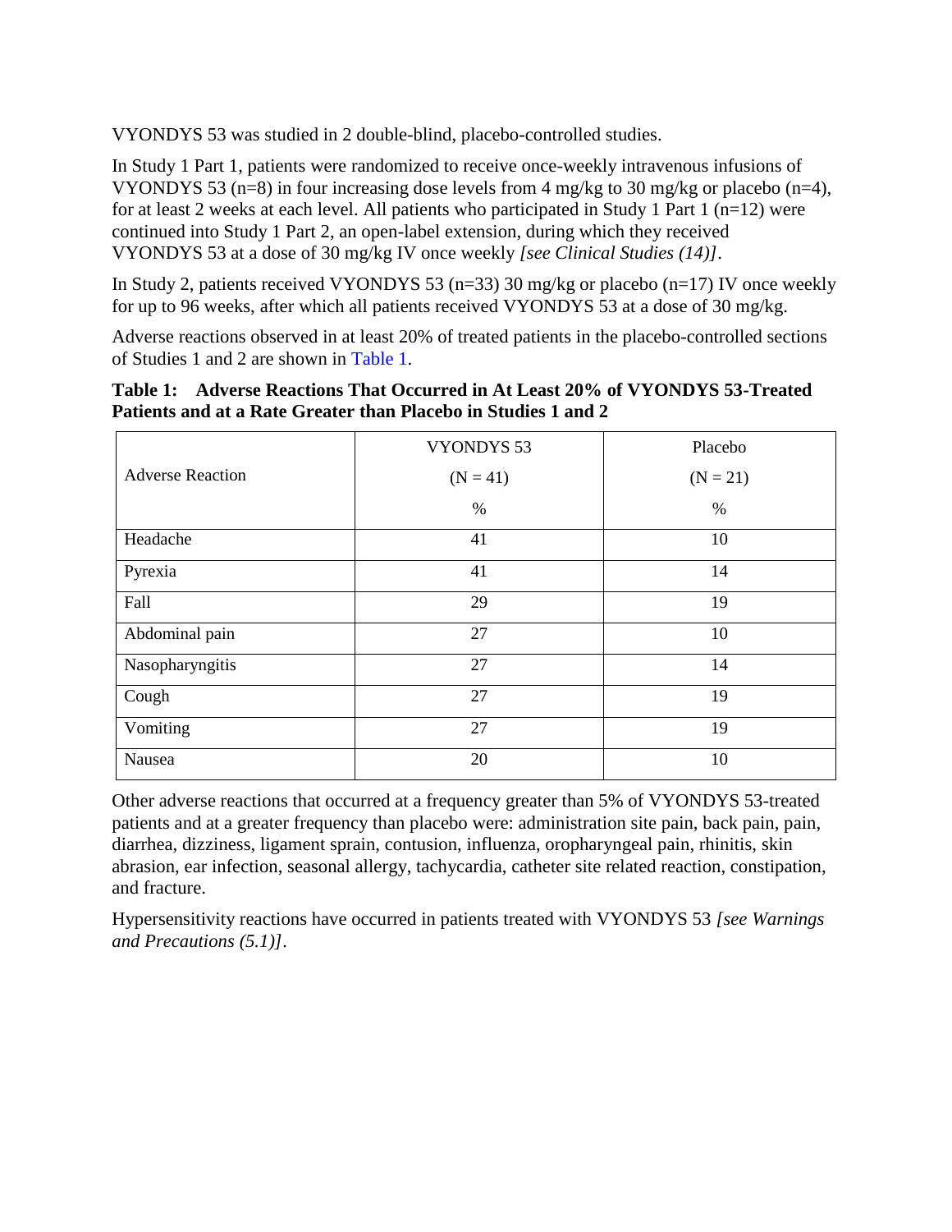VYONDYS 53 was studied in 2 double-blind, placebo-controlled studies.

In Study 1 Part 1, patients were randomized to receive once-weekly intravenous infusions of VYONDYS 53 (n=8) in four increasing dose levels from 4 mg/kg to 30 mg/kg or placebo (n=4), for at least 2 weeks at each level. All patients who participated in Study 1 Part 1 (n=12) were continued into Study 1 Part 2, an open-label extension, during which they received VYONDYS 53 at a dose of 30 mg/kg IV once weekly *[see Clinical Studies (14)]*.

In Study 2, patients received VYONDYS 53 (n=33) 30 mg/kg or placebo (n=17) IV once weekly for up to 96 weeks, after which all patients received VYONDYS 53 at a dose of 30 mg/kg.

Adverse reactions observed in at least 20% of treated patients in the placebo-controlled sections of Studies 1 and 2 are shown in Table 1.

**Table 1: Adverse Reactions That Occurred in At Least 20% of VYONDYS 53-Treated Patients and at a Rate Greater than Placebo in Studies 1 and 2**

| Adverse Reaction | VYONDYS 53 (N = 41) % | Placebo (N = 21) % |
|---|---|---|
| Headache | 41 | 10 |
| Pyrexia | 41 | 14 |
| Fall | 29 | 19 |
| Abdominal pain | 27 | 10 |
| Nasopharyngitis | 27 | 14 |
| Cough | 27 | 19 |
| Vomiting | 27 | 19 |
| Nausea | 20 | 10 |

Other adverse reactions that occurred at a frequency greater than 5% of VYONDYS 53-treated patients and at a greater frequency than placebo were: administration site pain, back pain, pain, diarrhea, dizziness, ligament sprain, contusion, influenza, oropharyngeal pain, rhinitis, skin abrasion, ear infection, seasonal allergy, tachycardia, catheter site related reaction, constipation, and fracture.

Hypersensitivity reactions have occurred in patients treated with VYONDYS 53 *[see Warnings and Precautions (5.1)]*.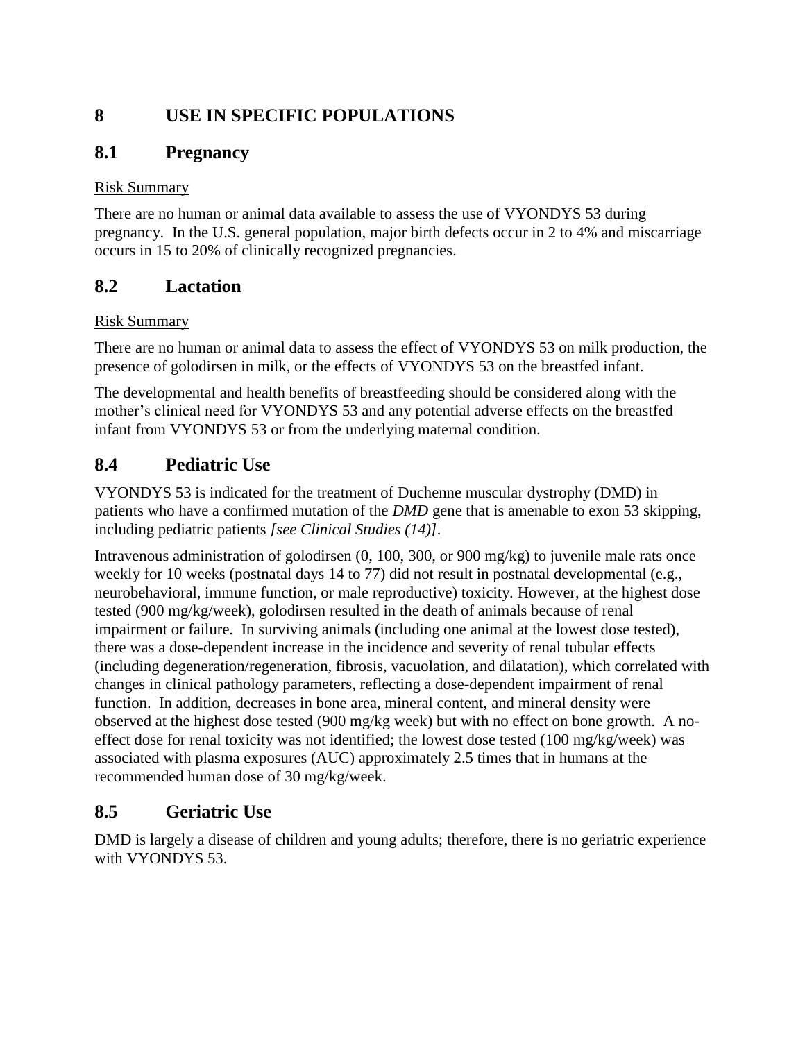# 8 USE IN SPECIFIC POPULATIONS

## 8.1 Pregnancy

Risk Summary

There are no human or animal data available to assess the use of VYONDYS 53 during pregnancy. In the U.S. general population, major birth defects occur in 2 to 4% and miscarriage occurs in 15 to 20% of clinically recognized pregnancies.

## 8.2 Lactation

Risk Summary

There are no human or animal data to assess the effect of VYONDYS 53 on milk production, the presence of golodirsen in milk, or the effects of VYONDYS 53 on the breastfed infant.

The developmental and health benefits of breastfeeding should be considered along with the mother's clinical need for VYONDYS 53 and any potential adverse effects on the breastfed infant from VYONDYS 53 or from the underlying maternal condition.

## 8.4 Pediatric Use

VYONDYS 53 is indicated for the treatment of Duchenne muscular dystrophy (DMD) in patients who have a confirmed mutation of the *DMD* gene that is amenable to exon 53 skipping, including pediatric patients *[see Clinical Studies (14)]*.

Intravenous administration of golodirsen (0, 100, 300, or 900 mg/kg) to juvenile male rats once weekly for 10 weeks (postnatal days 14 to 77) did not result in postnatal developmental (e.g., neurobehavioral, immune function, or male reproductive) toxicity. However, at the highest dose tested (900 mg/kg/week), golodirsen resulted in the death of animals because of renal impairment or failure. In surviving animals (including one animal at the lowest dose tested), there was a dose-dependent increase in the incidence and severity of renal tubular effects (including degeneration/regeneration, fibrosis, vacuolation, and dilatation), which correlated with changes in clinical pathology parameters, reflecting a dose-dependent impairment of renal function. In addition, decreases in bone area, mineral content, and mineral density were observed at the highest dose tested (900 mg/kg week) but with no effect on bone growth. A no-effect dose for renal toxicity was not identified; the lowest dose tested (100 mg/kg/week) was associated with plasma exposures (AUC) approximately 2.5 times that in humans at the recommended human dose of 30 mg/kg/week.

## 8.5 Geriatric Use

DMD is largely a disease of children and young adults; therefore, there is no geriatric experience with VYONDYS 53.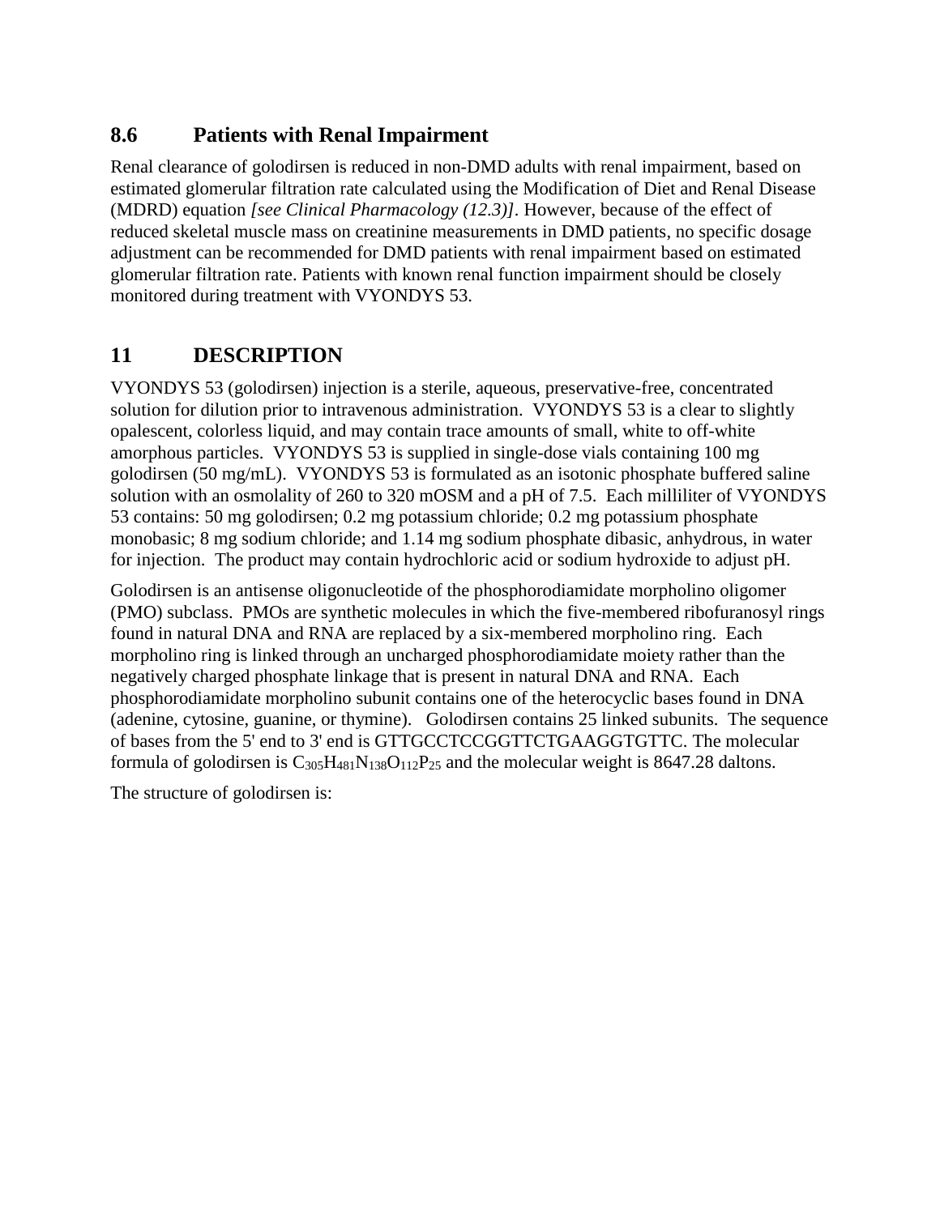## 8.6 Patients with Renal Impairment

Renal clearance of golodirsen is reduced in non-DMD adults with renal impairment, based on estimated glomerular filtration rate calculated using the Modification of Diet and Renal Disease (MDRD) equation *[see Clinical Pharmacology (12.3)]*. However, because of the effect of reduced skeletal muscle mass on creatinine measurements in DMD patients, no specific dosage adjustment can be recommended for DMD patients with renal impairment based on estimated glomerular filtration rate. Patients with known renal function impairment should be closely monitored during treatment with VYONDYS 53.

# 11 DESCRIPTION

VYONDYS 53 (golodirsen) injection is a sterile, aqueous, preservative-free, concentrated solution for dilution prior to intravenous administration. VYONDYS 53 is a clear to slightly opalescent, colorless liquid, and may contain trace amounts of small, white to off-white amorphous particles. VYONDYS 53 is supplied in single-dose vials containing 100 mg golodirsen (50 mg/mL). VYONDYS 53 is formulated as an isotonic phosphate buffered saline solution with an osmolality of 260 to 320 mOSM and a pH of 7.5. Each milliliter of VYONDYS 53 contains: 50 mg golodirsen; 0.2 mg potassium chloride; 0.2 mg potassium phosphate monobasic; 8 mg sodium chloride; and 1.14 mg sodium phosphate dibasic, anhydrous, in water for injection. The product may contain hydrochloric acid or sodium hydroxide to adjust pH.

Golodirsen is an antisense oligonucleotide of the phosphorodiamidate morpholino oligomer (PMO) subclass. PMOs are synthetic molecules in which the five-membered ribofuranosyl rings found in natural DNA and RNA are replaced by a six-membered morpholino ring. Each morpholino ring is linked through an uncharged phosphorodiamidate moiety rather than the negatively charged phosphate linkage that is present in natural DNA and RNA. Each phosphorodiamidate morpholino subunit contains one of the heterocyclic bases found in DNA (adenine, cytosine, guanine, or thymine). Golodirsen contains 25 linked subunits. The sequence of bases from the 5' end to 3' end is GTTGCCTCCGGTTCTGAAGGTGTTC. The molecular formula of golodirsen is $C_{305}H_{481}N_{138}O_{112}P_{25}$ and the molecular weight is 8647.28 daltons.

The structure of golodirsen is: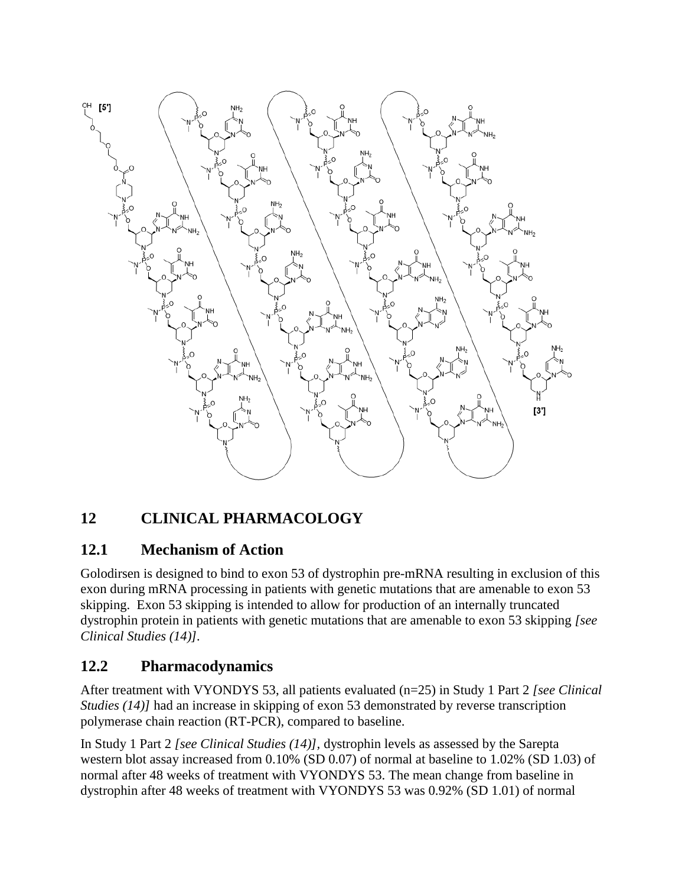## 12 CLINICAL PHARMACOLOGY

### 12.1 Mechanism of Action

Golodirsen is designed to bind to exon 53 of dystrophin pre-mRNA resulting in exclusion of this exon during mRNA processing in patients with genetic mutations that are amenable to exon 53 skipping. Exon 53 skipping is intended to allow for production of an internally truncated dystrophin protein in patients with genetic mutations that are amenable to exon 53 skipping *[see Clinical Studies (14)]*.

### 12.2 Pharmacodynamics

After treatment with VYONDYS 53, all patients evaluated (n=25) in Study 1 Part 2 *[see Clinical Studies (14)]* had an increase in skipping of exon 53 demonstrated by reverse transcription polymerase chain reaction (RT-PCR), compared to baseline.

In Study 1 Part 2 *[see Clinical Studies (14)]*, dystrophin levels as assessed by the Sarepta western blot assay increased from 0.10% (SD 0.07) of normal at baseline to 1.02% (SD 1.03) of normal after 48 weeks of treatment with VYONDYS 53. The mean change from baseline in dystrophin after 48 weeks of treatment with VYONDYS 53 was 0.92% (SD 1.01) of normal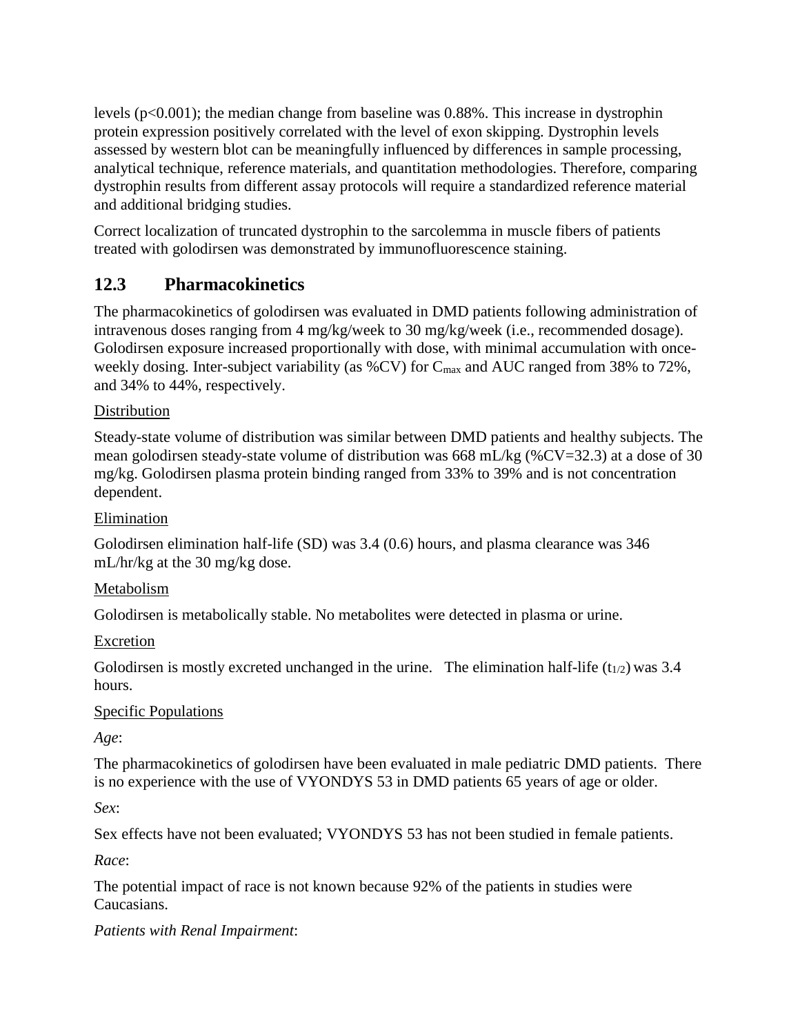levels ($p<0.001$); the median change from baseline was 0.88%. This increase in dystrophin protein expression positively correlated with the level of exon skipping. Dystrophin levels assessed by western blot can be meaningfully influenced by differences in sample processing, analytical technique, reference materials, and quantitation methodologies. Therefore, comparing dystrophin results from different assay protocols will require a standardized reference material and additional bridging studies.

Correct localization of truncated dystrophin to the sarcolemma in muscle fibers of patients treated with golodirsen was demonstrated by immunofluorescence staining.

## 12.3 Pharmacokinetics

The pharmacokinetics of golodirsen was evaluated in DMD patients following administration of intravenous doses ranging from 4 mg/kg/week to 30 mg/kg/week (i.e., recommended dosage). Golodirsen exposure increased proportionally with dose, with minimal accumulation with once-weekly dosing. Inter-subject variability (as %CV) for $C_{max}$ and AUC ranged from 38% to 72%, and 34% to 44%, respectively.

Distribution

Steady-state volume of distribution was similar between DMD patients and healthy subjects. The mean golodirsen steady-state volume of distribution was 668 mL/kg (%CV=32.3) at a dose of 30 mg/kg. Golodirsen plasma protein binding ranged from 33% to 39% and is not concentration dependent.

Elimination

Golodirsen elimination half-life (SD) was 3.4 (0.6) hours, and plasma clearance was 346 mL/hr/kg at the 30 mg/kg dose.

Metabolism

Golodirsen is metabolically stable. No metabolites were detected in plasma or urine.

Excretion

Golodirsen is mostly excreted unchanged in the urine. The elimination half-life ($t_{1/2}$) was 3.4 hours.

Specific Populations

*Age*:

The pharmacokinetics of golodirsen have been evaluated in male pediatric DMD patients. There is no experience with the use of VYONDYS 53 in DMD patients 65 years of age or older.

*Sex*:

Sex effects have not been evaluated; VYONDYS 53 has not been studied in female patients.

*Race*:

The potential impact of race is not known because 92% of the patients in studies were Caucasians.

*Patients with Renal Impairment*: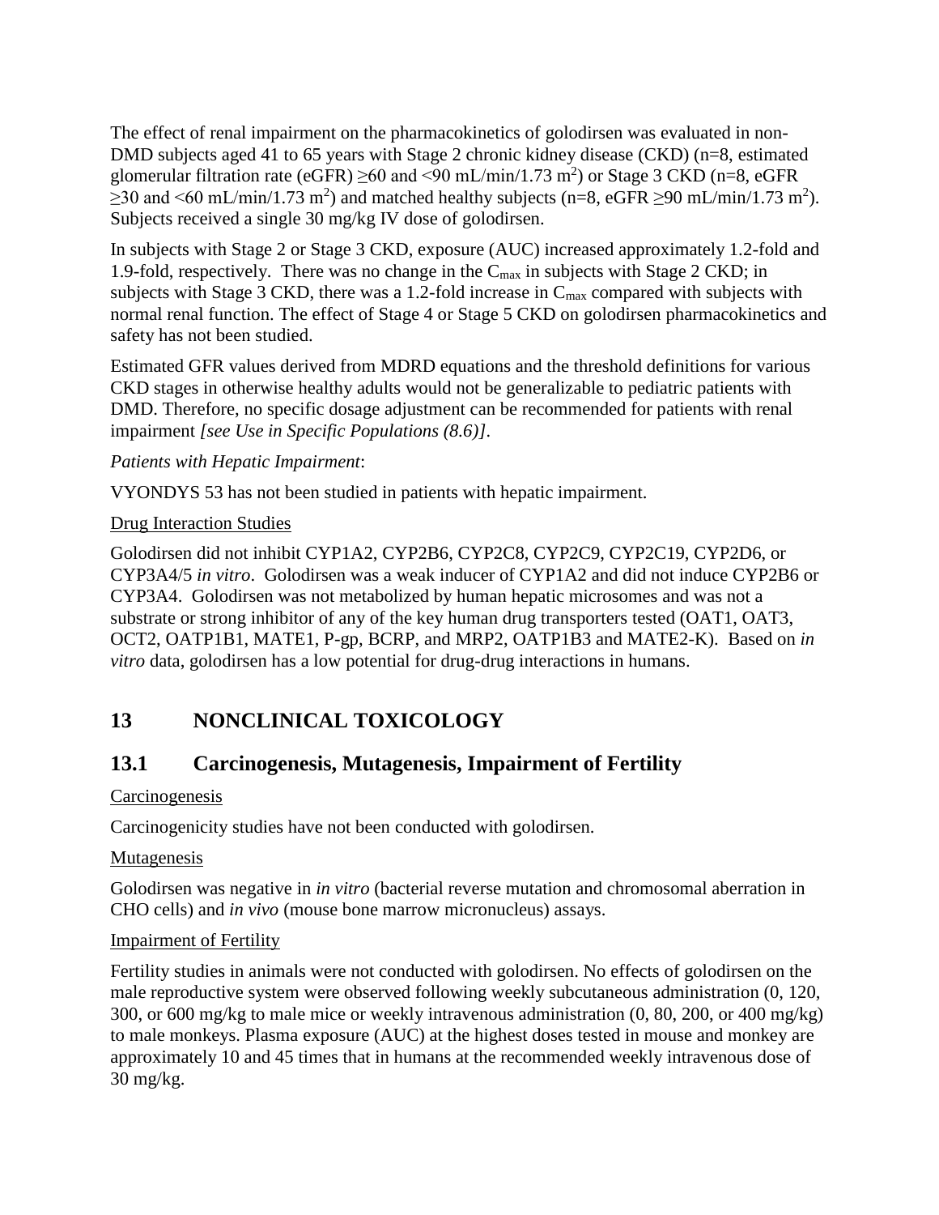The effect of renal impairment on the pharmacokinetics of golodirsen was evaluated in non-DMD subjects aged 41 to 65 years with Stage 2 chronic kidney disease (CKD) (n=8, estimated glomerular filtration rate (eGFR) ≥60 and <90 mL/min/1.73 $m^2$) or Stage 3 CKD (n=8, eGFR ≥30 and <60 mL/min/1.73 $m^2$) and matched healthy subjects (n=8, eGFR ≥90 mL/min/1.73 $m^2$). Subjects received a single 30 mg/kg IV dose of golodirsen.

In subjects with Stage 2 or Stage 3 CKD, exposure (AUC) increased approximately 1.2-fold and 1.9-fold, respectively. There was no change in the $C_{max}$ in subjects with Stage 2 CKD; in subjects with Stage 3 CKD, there was a 1.2-fold increase in $C_{max}$ compared with subjects with normal renal function. The effect of Stage 4 or Stage 5 CKD on golodirsen pharmacokinetics and safety has not been studied.

Estimated GFR values derived from MDRD equations and the threshold definitions for various CKD stages in otherwise healthy adults would not be generalizable to pediatric patients with DMD. Therefore, no specific dosage adjustment can be recommended for patients with renal impairment *[see Use in Specific Populations (8.6)]*.

*Patients with Hepatic Impairment*:

VYONDYS 53 has not been studied in patients with hepatic impairment.

Drug Interaction Studies

Golodirsen did not inhibit CYP1A2, CYP2B6, CYP2C8, CYP2C9, CYP2C19, CYP2D6, or CYP3A4/5 *in vitro*. Golodirsen was a weak inducer of CYP1A2 and did not induce CYP2B6 or CYP3A4. Golodirsen was not metabolized by human hepatic microsomes and was not a substrate or strong inhibitor of any of the key human drug transporters tested (OAT1, OAT3, OCT2, OATP1B1, MATE1, P-gp, BCRP, and MRP2, OATP1B3 and MATE2-K). Based on *in vitro* data, golodirsen has a low potential for drug-drug interactions in humans.

## 13 NONCLINICAL TOXICOLOGY

### 13.1 Carcinogenesis, Mutagenesis, Impairment of Fertility

Carcinogenesis

Carcinogenicity studies have not been conducted with golodirsen.

Mutagenesis

Golodirsen was negative in *in vitro* (bacterial reverse mutation and chromosomal aberration in CHO cells) and *in vivo* (mouse bone marrow micronucleus) assays.

Impairment of Fertility

Fertility studies in animals were not conducted with golodirsen. No effects of golodirsen on the male reproductive system were observed following weekly subcutaneous administration (0, 120, 300, or 600 mg/kg to male mice or weekly intravenous administration (0, 80, 200, or 400 mg/kg) to male monkeys. Plasma exposure (AUC) at the highest doses tested in mouse and monkey are approximately 10 and 45 times that in humans at the recommended weekly intravenous dose of 30 mg/kg.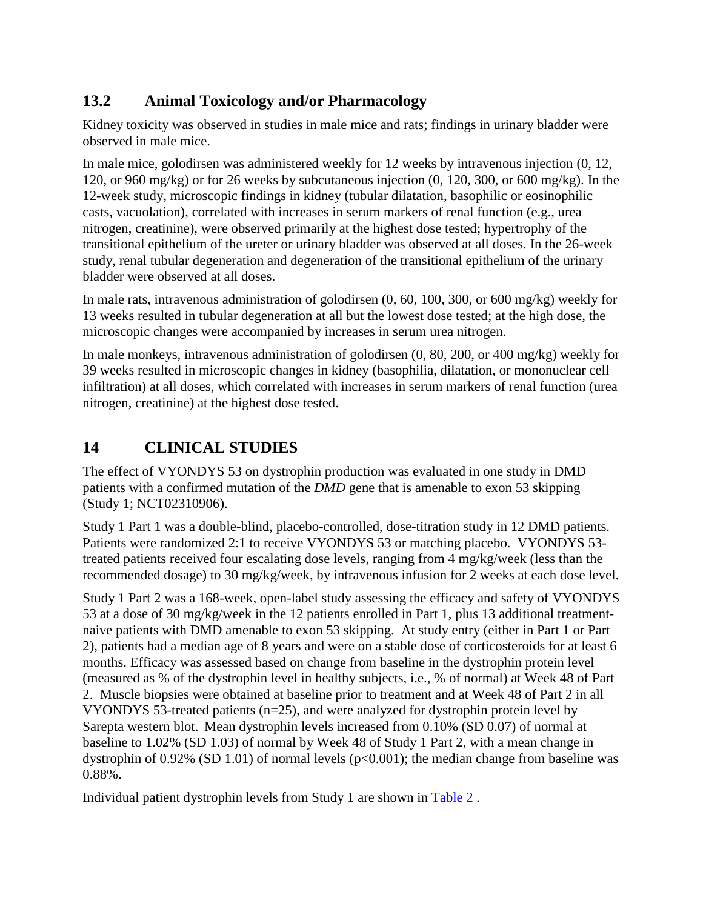## 13.2 Animal Toxicology and/or Pharmacology

Kidney toxicity was observed in studies in male mice and rats; findings in urinary bladder were observed in male mice.

In male mice, golodirsen was administered weekly for 12 weeks by intravenous injection (0, 12, 120, or 960 mg/kg) or for 26 weeks by subcutaneous injection (0, 120, 300, or 600 mg/kg). In the 12-week study, microscopic findings in kidney (tubular dilatation, basophilic or eosinophilic casts, vacuolation), correlated with increases in serum markers of renal function (e.g., urea nitrogen, creatinine), were observed primarily at the highest dose tested; hypertrophy of the transitional epithelium of the ureter or urinary bladder was observed at all doses. In the 26-week study, renal tubular degeneration and degeneration of the transitional epithelium of the urinary bladder were observed at all doses.

In male rats, intravenous administration of golodirsen (0, 60, 100, 300, or 600 mg/kg) weekly for 13 weeks resulted in tubular degeneration at all but the lowest dose tested; at the high dose, the microscopic changes were accompanied by increases in serum urea nitrogen.

In male monkeys, intravenous administration of golodirsen (0, 80, 200, or 400 mg/kg) weekly for 39 weeks resulted in microscopic changes in kidney (basophilia, dilatation, or mononuclear cell infiltration) at all doses, which correlated with increases in serum markers of renal function (urea nitrogen, creatinine) at the highest dose tested.

# 14 CLINICAL STUDIES

The effect of VYONDYS 53 on dystrophin production was evaluated in one study in DMD patients with a confirmed mutation of the *DMD* gene that is amenable to exon 53 skipping (Study 1; NCT02310906).

Study 1 Part 1 was a double-blind, placebo-controlled, dose-titration study in 12 DMD patients. Patients were randomized 2:1 to receive VYONDYS 53 or matching placebo. VYONDYS 53-treated patients received four escalating dose levels, ranging from 4 mg/kg/week (less than the recommended dosage) to 30 mg/kg/week, by intravenous infusion for 2 weeks at each dose level.

Study 1 Part 2 was a 168-week, open-label study assessing the efficacy and safety of VYONDYS 53 at a dose of 30 mg/kg/week in the 12 patients enrolled in Part 1, plus 13 additional treatment-naive patients with DMD amenable to exon 53 skipping. At study entry (either in Part 1 or Part 2), patients had a median age of 8 years and were on a stable dose of corticosteroids for at least 6 months. Efficacy was assessed based on change from baseline in the dystrophin protein level (measured as % of the dystrophin level in healthy subjects, i.e., % of normal) at Week 48 of Part 2. Muscle biopsies were obtained at baseline prior to treatment and at Week 48 of Part 2 in all VYONDYS 53-treated patients (n=25), and were analyzed for dystrophin protein level by Sarepta western blot. Mean dystrophin levels increased from 0.10% (SD 0.07) of normal at baseline to 1.02% (SD 1.03) of normal by Week 48 of Study 1 Part 2, with a mean change in dystrophin of 0.92% (SD 1.01) of normal levels ($p<0.001$); the median change from baseline was 0.88%.

Individual patient dystrophin levels from Study 1 are shown in Table 2 .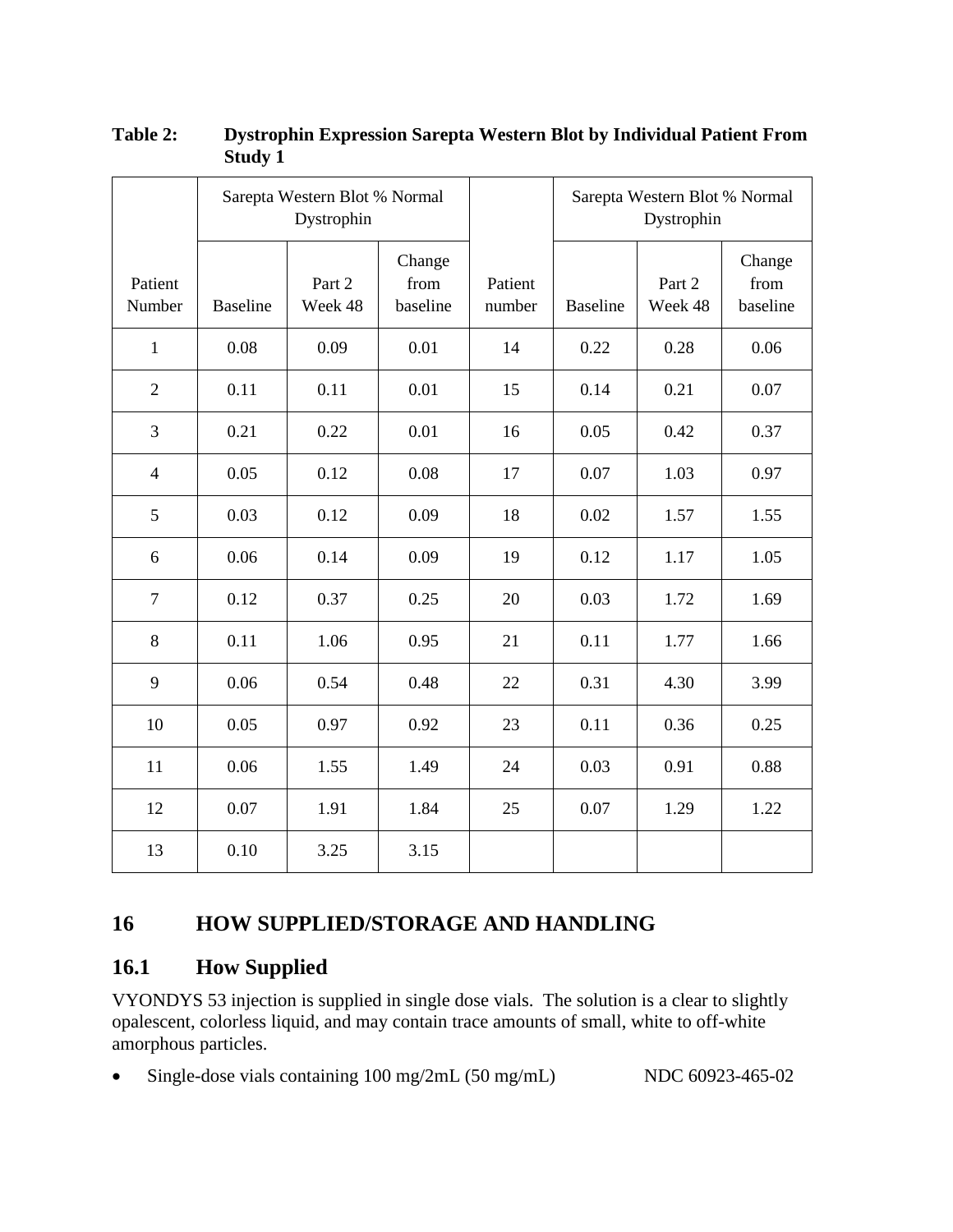**Table 2: Dystrophin Expression Sarepta Western Blot by Individual Patient From Study 1**

| Patient Number | Sarepta Western Blot % Normal Dystrophin | | | Patient number | Sarepta Western Blot % Normal Dystrophin | | |
|---|---|---|---|---|---|---|---|
| | Baseline | Part 2 Week 48 | Change from baseline | | Baseline | Part 2 Week 48 | Change from baseline |
| 1 | 0.08 | 0.09 | 0.01 | 14 | 0.22 | 0.28 | 0.06 |
| 2 | 0.11 | 0.11 | 0.01 | 15 | 0.14 | 0.21 | 0.07 |
| 3 | 0.21 | 0.22 | 0.01 | 16 | 0.05 | 0.42 | 0.37 |
| 4 | 0.05 | 0.12 | 0.08 | 17 | 0.07 | 1.03 | 0.97 |
| 5 | 0.03 | 0.12 | 0.09 | 18 | 0.02 | 1.57 | 1.55 |
| 6 | 0.06 | 0.14 | 0.09 | 19 | 0.12 | 1.17 | 1.05 |
| 7 | 0.12 | 0.37 | 0.25 | 20 | 0.03 | 1.72 | 1.69 |
| 8 | 0.11 | 1.06 | 0.95 | 21 | 0.11 | 1.77 | 1.66 |
| 9 | 0.06 | 0.54 | 0.48 | 22 | 0.31 | 4.30 | 3.99 |
| 10 | 0.05 | 0.97 | 0.92 | 23 | 0.11 | 0.36 | 0.25 |
| 11 | 0.06 | 1.55 | 1.49 | 24 | 0.03 | 0.91 | 0.88 |
| 12 | 0.07 | 1.91 | 1.84 | 25 | 0.07 | 1.29 | 1.22 |
| 13 | 0.10 | 3.25 | 3.15 | | | | |

## 16 HOW SUPPLIED/STORAGE AND HANDLING

### 16.1 How Supplied

VYONDYS 53 injection is supplied in single dose vials. The solution is a clear to slightly opalescent, colorless liquid, and may contain trace amounts of small, white to off-white amorphous particles.

- Single-dose vials containing 100 mg/2mL (50 mg/mL) NDC 60923-465-02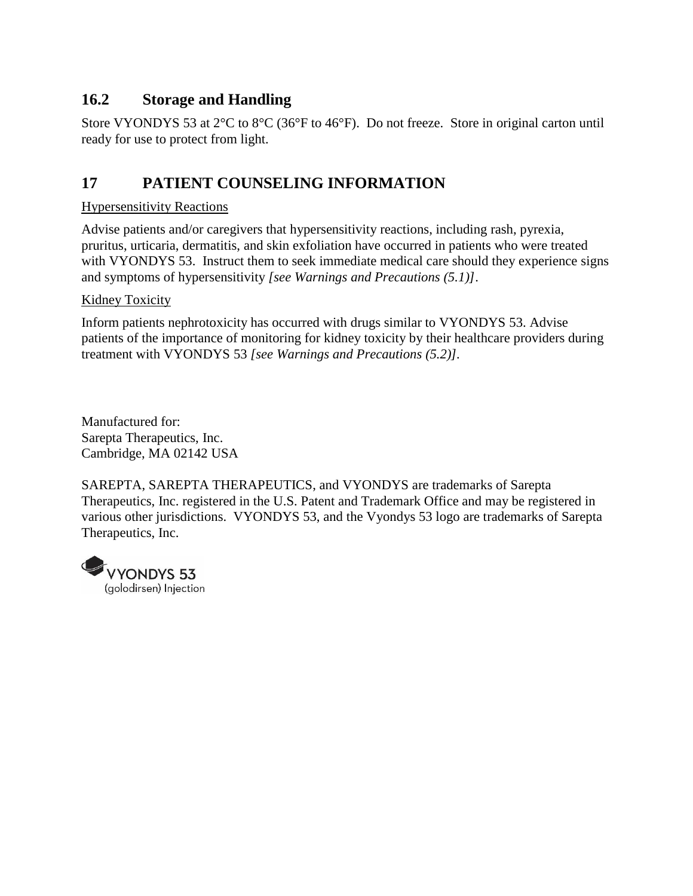## 16.2 Storage and Handling

Store VYONDYS 53 at 2°C to 8°C (36°F to 46°F). Do not freeze. Store in original carton until ready for use to protect from light.

## 17 PATIENT COUNSELING INFORMATION

Hypersensitivity Reactions

Advise patients and/or caregivers that hypersensitivity reactions, including rash, pyrexia, pruritus, urticaria, dermatitis, and skin exfoliation have occurred in patients who were treated with VYONDYS 53. Instruct them to seek immediate medical care should they experience signs and symptoms of hypersensitivity *[see Warnings and Precautions (5.1)]*.

Kidney Toxicity

Inform patients nephrotoxicity has occurred with drugs similar to VYONDYS 53. Advise patients of the importance of monitoring for kidney toxicity by their healthcare providers during treatment with VYONDYS 53 *[see Warnings and Precautions (5.2)]*.

Manufactured for:
Sarepta Therapeutics, Inc.
Cambridge, MA 02142 USA

SAREPTA, SAREPTA THERAPEUTICS, and VYONDYS are trademarks of Sarepta Therapeutics, Inc. registered in the U.S. Patent and Trademark Office and may be registered in various other jurisdictions. VYONDYS 53, and the Vyondys 53 logo are trademarks of Sarepta Therapeutics, Inc.

VYONDYS 53
(golodirsen) Injection